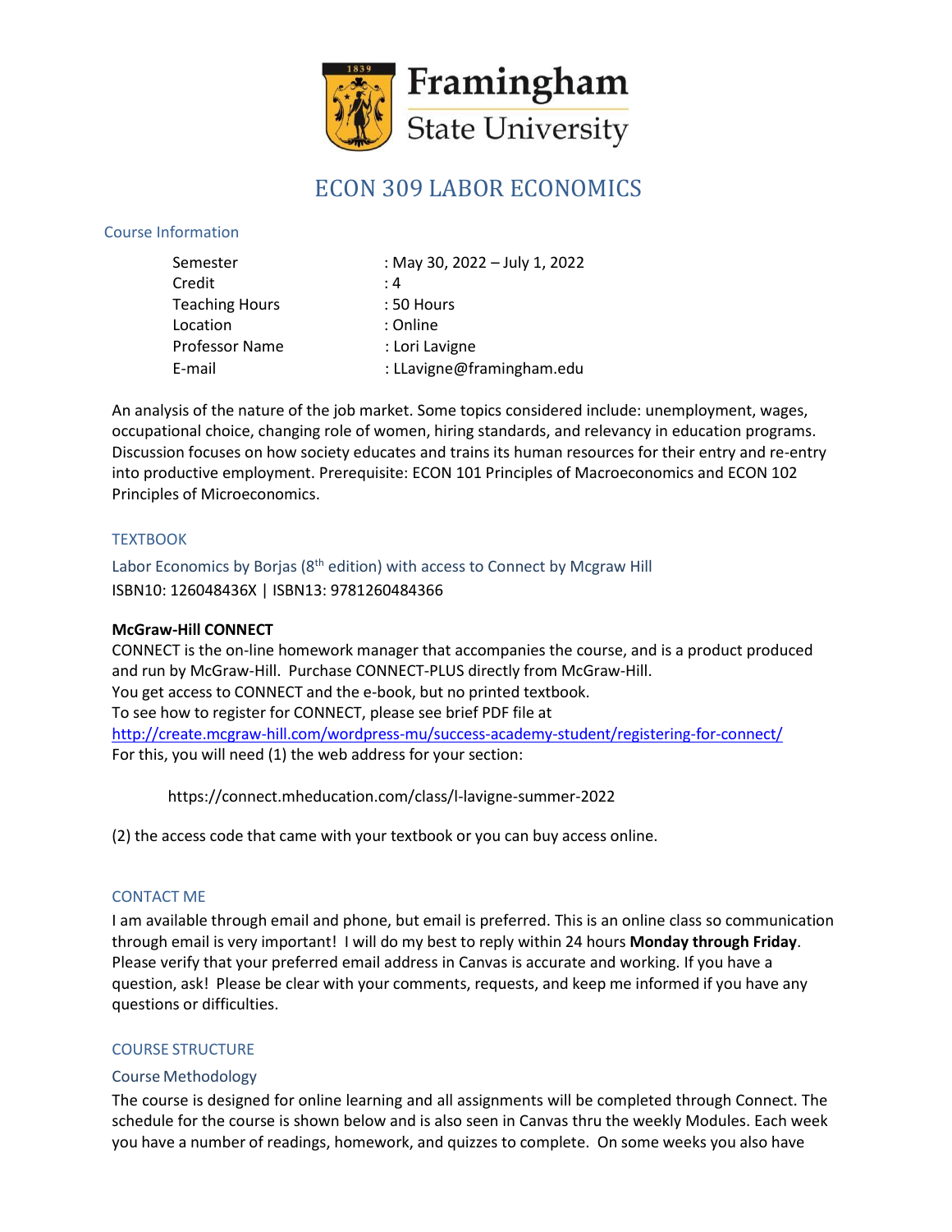# ECON 309 LABOR ECONOMICS

## Course Information

| | |
|---|---|
| Semester | : May 30, 2022 – July 1, 2022 |
| Credit | : 4 |
| Teaching Hours | : 50 Hours |
| Location | : Online |
| Professor Name | : Lori Lavigne |
| E-mail | : LLavigne@framingham.edu |

An analysis of the nature of the job market. Some topics considered include: unemployment, wages, occupational choice, changing role of women, hiring standards, and relevancy in education programs. Discussion focuses on how society educates and trains its human resources for their entry and re-entry into productive employment. Prerequisite: ECON 101 Principles of Macroeconomics and ECON 102 Principles of Microeconomics.

## TEXTBOOK

Labor Economics by Borjas (8th edition) with access to Connect by Mcgraw Hill
ISBN10: 126048436X | ISBN13: 9781260484366

**McGraw-Hill CONNECT**
CONNECT is the on-line homework manager that accompanies the course, and is a product produced and run by McGraw-Hill. Purchase CONNECT-PLUS directly from McGraw-Hill.
You get access to CONNECT and the e-book, but no printed textbook.
To see how to register for CONNECT, please see brief PDF file at
http://create.mcgraw-hill.com/wordpress-mu/success-academy-student/registering-for-connect/
For this, you will need (1) the web address for your section:

https://connect.mheducation.com/class/l-lavigne-summer-2022

(2) the access code that came with your textbook or you can buy access online.

## CONTACT ME

I am available through email and phone, but email is preferred. This is an online class so communication through email is very important! I will do my best to reply within 24 hours **Monday through Friday**. Please verify that your preferred email address in Canvas is accurate and working. If you have a question, ask! Please be clear with your comments, requests, and keep me informed if you have any questions or difficulties.

## COURSE STRUCTURE

### Course Methodology

The course is designed for online learning and all assignments will be completed through Connect. The schedule for the course is shown below and is also seen in Canvas thru the weekly Modules. Each week you have a number of readings, homework, and quizzes to complete. On some weeks you also have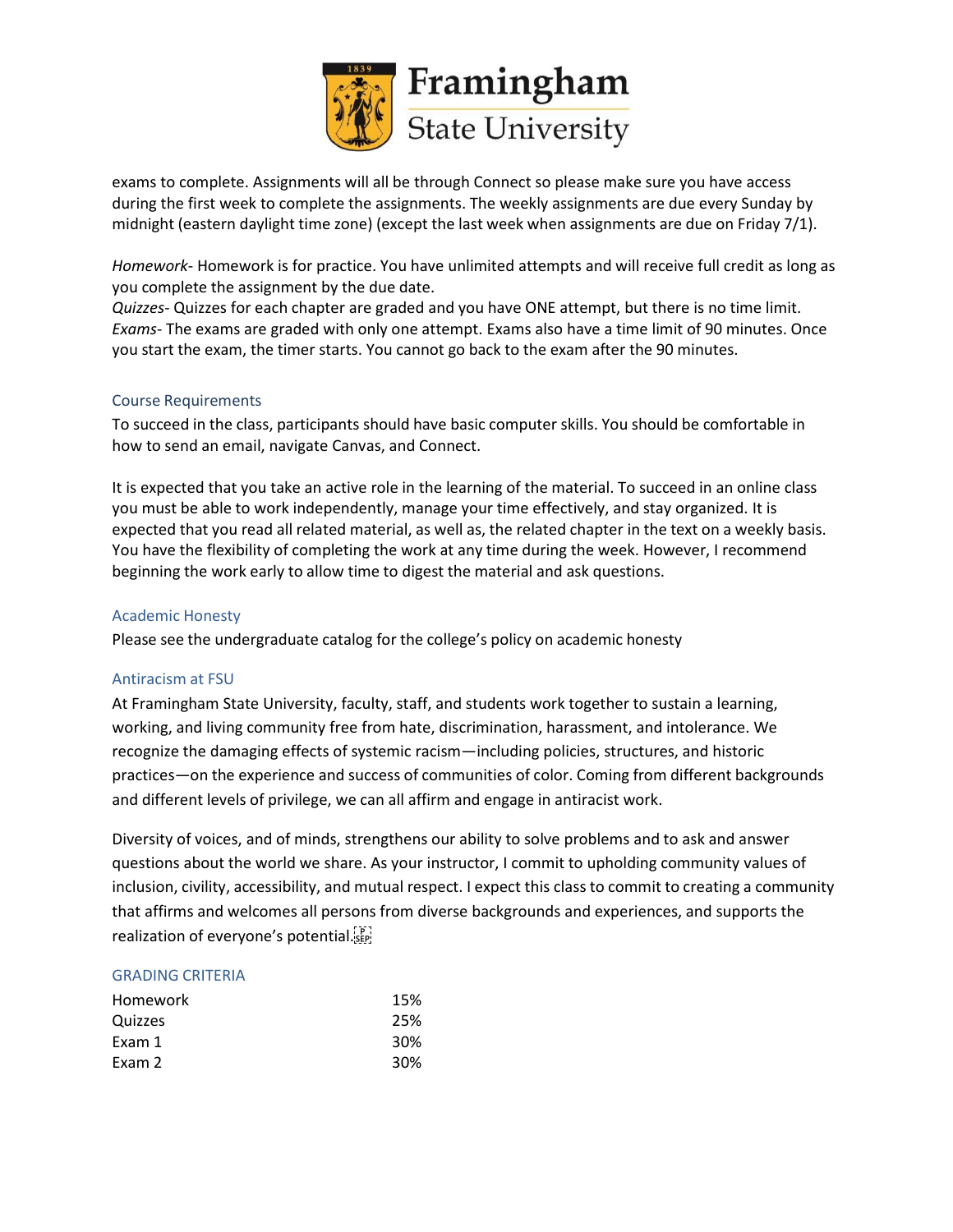exams to complete. Assignments will all be through Connect so please make sure you have access during the first week to complete the assignments. The weekly assignments are due every Sunday by midnight (eastern daylight time zone) (except the last week when assignments are due on Friday 7/1).

*Homework*- Homework is for practice. You have unlimited attempts and will receive full credit as long as you complete the assignment by the due date.
*Quizzes*- Quizzes for each chapter are graded and you have ONE attempt, but there is no time limit.
*Exams*- The exams are graded with only one attempt. Exams also have a time limit of 90 minutes. Once you start the exam, the timer starts. You cannot go back to the exam after the 90 minutes.

## Course Requirements

To succeed in the class, participants should have basic computer skills. You should be comfortable in how to send an email, navigate Canvas, and Connect.

It is expected that you take an active role in the learning of the material. To succeed in an online class you must be able to work independently, manage your time effectively, and stay organized. It is expected that you read all related material, as well as, the related chapter in the text on a weekly basis. You have the flexibility of completing the work at any time during the week. However, I recommend beginning the work early to allow time to digest the material and ask questions.

## Academic Honesty

Please see the undergraduate catalog for the college's policy on academic honesty

## Antiracism at FSU

At Framingham State University, faculty, staff, and students work together to sustain a learning, working, and living community free from hate, discrimination, harassment, and intolerance. We recognize the damaging effects of systemic racism—including policies, structures, and historic practices—on the experience and success of communities of color. Coming from different backgrounds and different levels of privilege, we can all affirm and engage in antiracist work.

Diversity of voices, and of minds, strengthens our ability to solve problems and to ask and answer questions about the world we share. As your instructor, I commit to upholding community values of inclusion, civility, accessibility, and mutual respect. I expect this class to commit to creating a community that affirms and welcomes all persons from diverse backgrounds and experiences, and supports the realization of everyone's potential.

## GRADING CRITERIA

| | |
|---|---|
| Homework | 15% |
| Quizzes | 25% |
| Exam 1 | 30% |
| Exam 2 | 30% |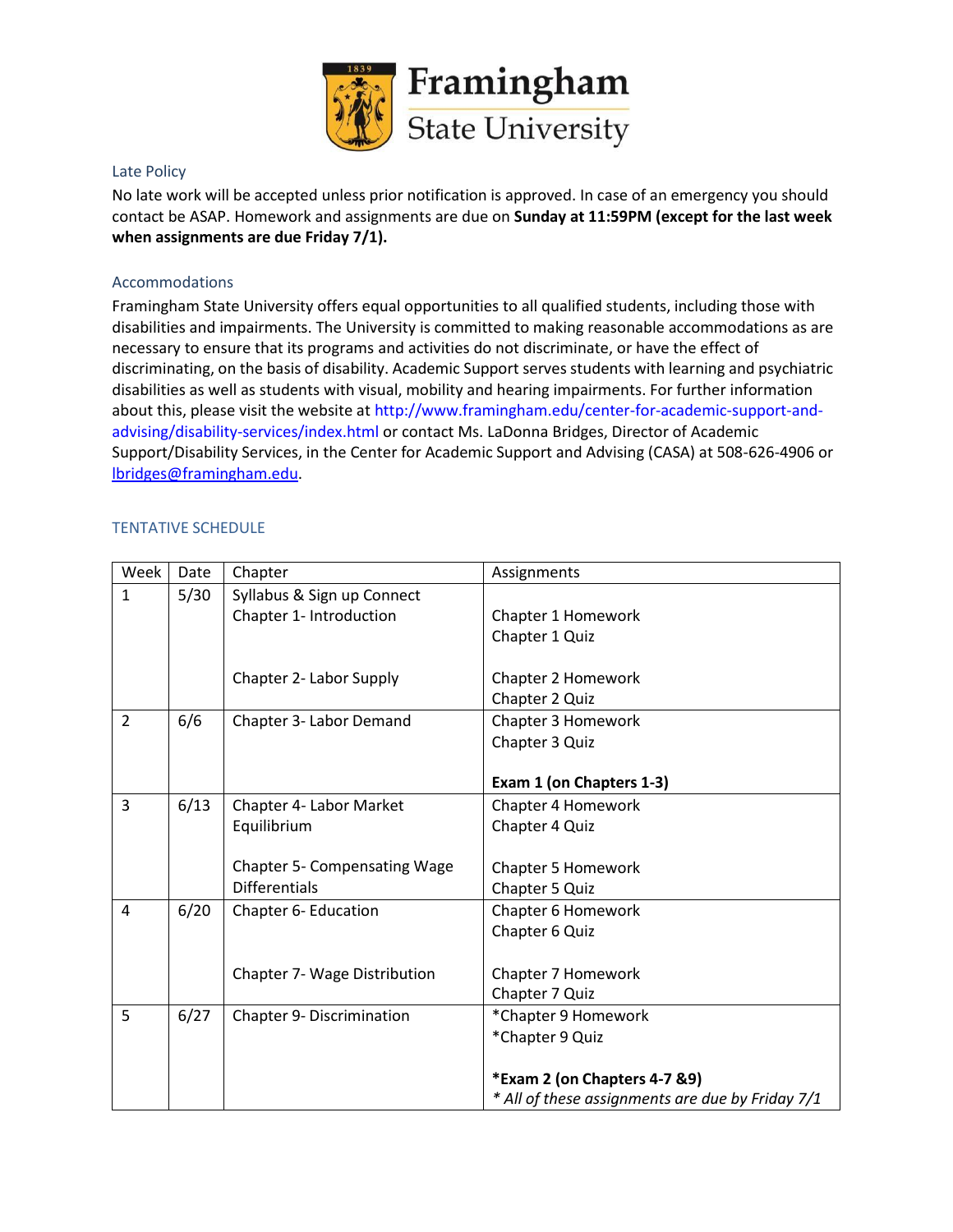## Late Policy

No late work will be accepted unless prior notification is approved. In case of an emergency you should contact be ASAP. Homework and assignments are due on **Sunday at 11:59PM (except for the last week when assignments are due Friday 7/1).**

## Accommodations

Framingham State University offers equal opportunities to all qualified students, including those with disabilities and impairments. The University is committed to making reasonable accommodations as are necessary to ensure that its programs and activities do not discriminate, or have the effect of discriminating, on the basis of disability. Academic Support serves students with learning and psychiatric disabilities as well as students with visual, mobility and hearing impairments. For further information about this, please visit the website at http://www.framingham.edu/center-for-academic-support-and-advising/disability-services/index.html or contact Ms. LaDonna Bridges, Director of Academic Support/Disability Services, in the Center for Academic Support and Advising (CASA) at 508-626-4906 or lbridges@framingham.edu.

## TENTATIVE SCHEDULE

| Week | Date | Chapter | Assignments |
|---|---|---|---|
| 1 | 5/30 | Syllabus & Sign up Connect<br>Chapter 1- Introduction<br><br>Chapter 2- Labor Supply | Chapter 1 Homework<br>Chapter 1 Quiz<br><br>Chapter 2 Homework<br>Chapter 2 Quiz |
| 2 | 6/6 | Chapter 3- Labor Demand | Chapter 3 Homework<br>Chapter 3 Quiz<br><br>**Exam 1 (on Chapters 1-3)** |
| 3 | 6/13 | Chapter 4- Labor Market Equilibrium<br><br>Chapter 5- Compensating Wage Differentials | Chapter 4 Homework<br>Chapter 4 Quiz<br><br>Chapter 5 Homework<br>Chapter 5 Quiz |
| 4 | 6/20 | Chapter 6- Education<br><br>Chapter 7- Wage Distribution | Chapter 6 Homework<br>Chapter 6 Quiz<br><br>Chapter 7 Homework<br>Chapter 7 Quiz |
| 5 | 6/27 | Chapter 9- Discrimination | *Chapter 9 Homework<br>*Chapter 9 Quiz<br><br>**\*Exam 2 (on Chapters 4-7 &9)**<br>*\* All of these assignments are due by Friday 7/1* |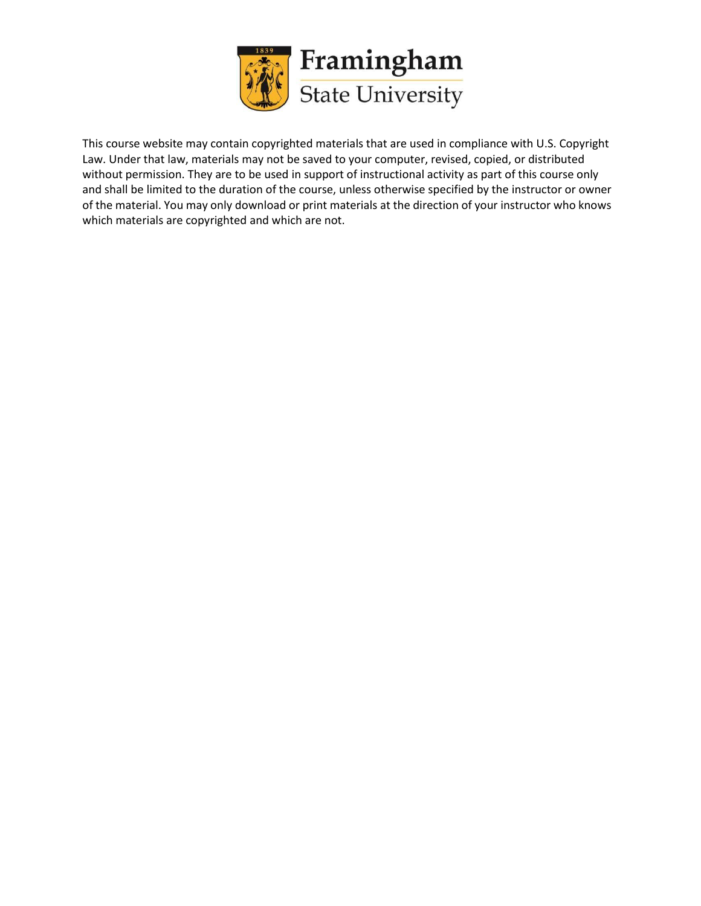Framingham State University

This course website may contain copyrighted materials that are used in compliance with U.S. Copyright Law. Under that law, materials may not be saved to your computer, revised, copied, or distributed without permission. They are to be used in support of instructional activity as part of this course only and shall be limited to the duration of the course, unless otherwise specified by the instructor or owner of the material. You may only download or print materials at the direction of your instructor who knows which materials are copyrighted and which are not.